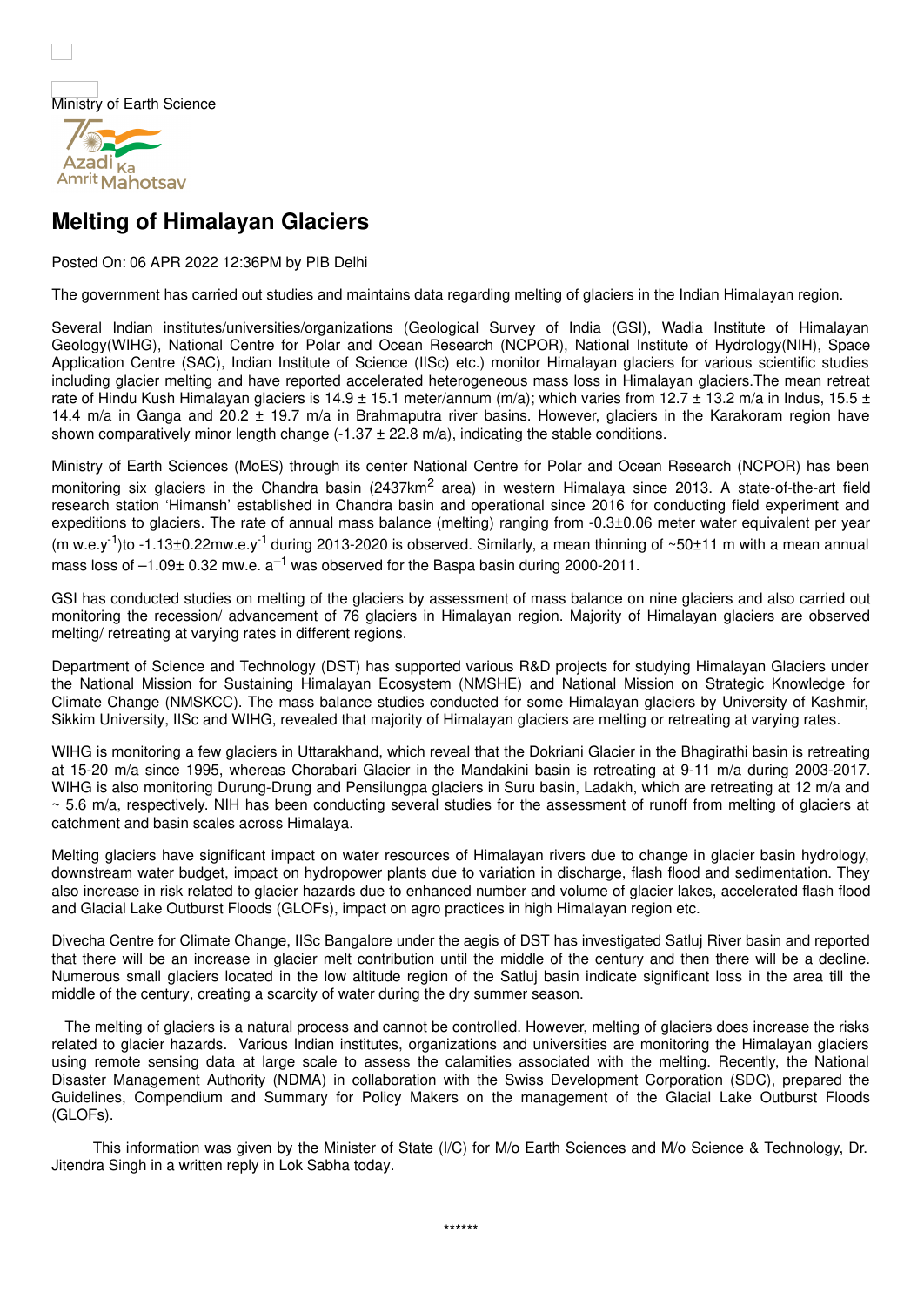Ministry of Earth Science

# Melting of Himalayan Glaciers

Posted On: 06 APR 2022 12:36PM by PIB Delhi

The government has carried out studies and maintains data regarding melting of glaciers in the Indian Himalayan region.

Several Indian institutes/universities/organizations (Geological Survey of India (GSI), Wadia Institute of Himalayan Geology(WIHG), National Centre for Polar and Ocean Research (NCPOR), National Institute of Hydrology(NIH), Space Application Centre (SAC), Indian Institute of Science (IISc) etc.) monitor Himalayan glaciers for various scientific studies including glacier melting and have reported accelerated heterogeneous mass loss in Himalayan glaciers.The mean retreat rate of Hindu Kush Himalayan glaciers is 14.9 ± 15.1 meter/annum (m/a); which varies from 12.7 ± 13.2 m/a in Indus, 15.5 ± 14.4 m/a in Ganga and 20.2 ± 19.7 m/a in Brahmaputra river basins. However, glaciers in the Karakoram region have shown comparatively minor length change (-1.37 ± 22.8 m/a), indicating the stable conditions.

Ministry of Earth Sciences (MoES) through its center National Centre for Polar and Ocean Research (NCPOR) has been monitoring six glaciers in the Chandra basin (2437km$^2$ area) in western Himalaya since 2013. A state-of-the-art field research station 'Himansh' established in Chandra basin and operational since 2016 for conducting field experiment and expeditions to glaciers. The rate of annual mass balance (melting) ranging from -0.3±0.06 meter water equivalent per year (m w.e.y$^{-1}$)to -1.13±0.22mw.e.y$^{-1}$ during 2013-2020 is observed. Similarly, a mean thinning of ~50±11 m with a mean annual mass loss of –1.09± 0.32 mw.e. a$^{-1}$ was observed for the Baspa basin during 2000-2011.

GSI has conducted studies on melting of the glaciers by assessment of mass balance on nine glaciers and also carried out monitoring the recession/ advancement of 76 glaciers in Himalayan region. Majority of Himalayan glaciers are observed melting/ retreating at varying rates in different regions.

Department of Science and Technology (DST) has supported various R&D projects for studying Himalayan Glaciers under the National Mission for Sustaining Himalayan Ecosystem (NMSHE) and National Mission on Strategic Knowledge for Climate Change (NMSKCC). The mass balance studies conducted for some Himalayan glaciers by University of Kashmir, Sikkim University, IISc and WIHG, revealed that majority of Himalayan glaciers are melting or retreating at varying rates.

WIHG is monitoring a few glaciers in Uttarakhand, which reveal that the Dokriani Glacier in the Bhagirathi basin is retreating at 15-20 m/a since 1995, whereas Chorabari Glacier in the Mandakini basin is retreating at 9-11 m/a during 2003-2017. WIHG is also monitoring Durung-Drung and Pensilungpa glaciers in Suru basin, Ladakh, which are retreating at 12 m/a and ~ 5.6 m/a, respectively. NIH has been conducting several studies for the assessment of runoff from melting of glaciers at catchment and basin scales across Himalaya.

Melting glaciers have significant impact on water resources of Himalayan rivers due to change in glacier basin hydrology, downstream water budget, impact on hydropower plants due to variation in discharge, flash flood and sedimentation. They also increase in risk related to glacier hazards due to enhanced number and volume of glacier lakes, accelerated flash flood and Glacial Lake Outburst Floods (GLOFs), impact on agro practices in high Himalayan region etc.

Divecha Centre for Climate Change, IISc Bangalore under the aegis of DST has investigated Satluj River basin and reported that there will be an increase in glacier melt contribution until the middle of the century and then there will be a decline. Numerous small glaciers located in the low altitude region of the Satluj basin indicate significant loss in the area till the middle of the century, creating a scarcity of water during the dry summer season.

The melting of glaciers is a natural process and cannot be controlled. However, melting of glaciers does increase the risks related to glacier hazards. Various Indian institutes, organizations and universities are monitoring the Himalayan glaciers using remote sensing data at large scale to assess the calamities associated with the melting. Recently, the National Disaster Management Authority (NDMA) in collaboration with the Swiss Development Corporation (SDC), prepared the Guidelines, Compendium and Summary for Policy Makers on the management of the Glacial Lake Outburst Floods (GLOFs).

This information was given by the Minister of State (I/C) for M/o Earth Sciences and M/o Science & Technology, Dr. Jitendra Singh in a written reply in Lok Sabha today.

******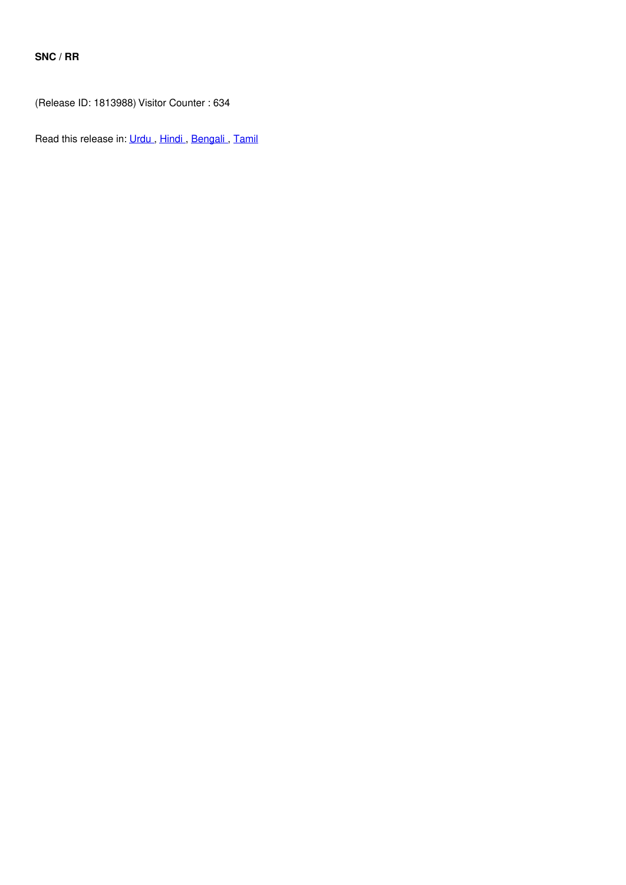**SNC / RR**

(Release ID: 1813988) Visitor Counter : 634

Read this release in: Urdu , Hindi , Bengali , Tamil